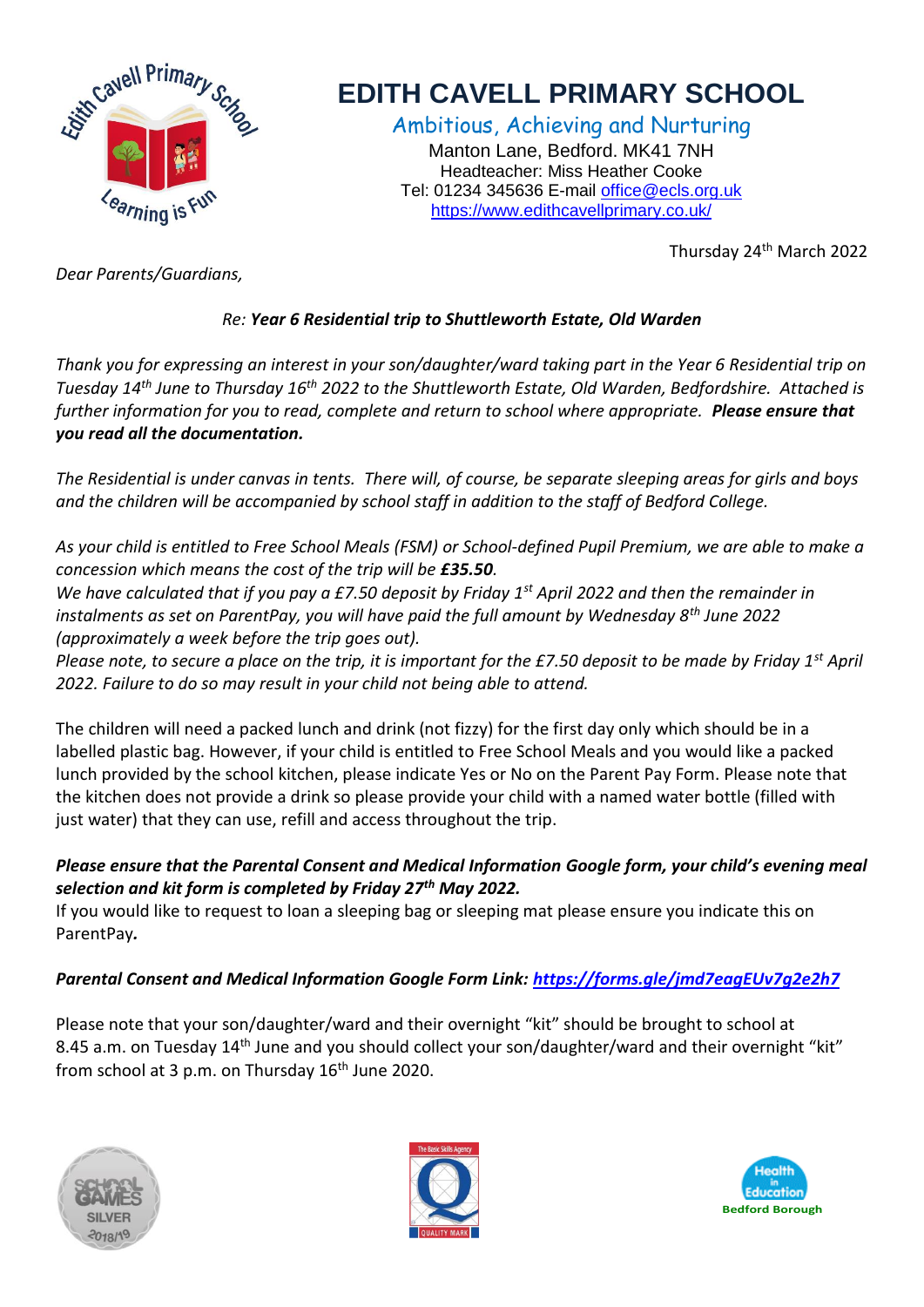# EDITH CAVELL PRIMARY SCHOOL

Ambitious, Achieving and Nurturing

Manton Lane, Bedford. MK41 7NH
Headteacher: Miss Heather Cooke
Tel: 01234 345636 E-mail office@ecls.org.uk
https://www.edithcavellprimary.co.uk/

Thursday 24th March 2022

*Dear Parents/Guardians,*

*Re:* ***Year 6 Residential trip to Shuttleworth Estate, Old Warden***

*Thank you for expressing an interest in your son/daughter/ward taking part in the Year 6 Residential trip on Tuesday 14th June to Thursday 16th 2022 to the Shuttleworth Estate, Old Warden, Bedfordshire. Attached is further information for you to read, complete and return to school where appropriate.* ***Please ensure that you read all the documentation.***

*The Residential is under canvas in tents. There will, of course, be separate sleeping areas for girls and boys and the children will be accompanied by school staff in addition to the staff of Bedford College.*

*As your child is entitled to Free School Meals (FSM) or School-defined Pupil Premium, we are able to make a concession which means the cost of the trip will be* ***£35.50****.*
*We have calculated that if you pay a £7.50 deposit by Friday 1st April 2022 and then the remainder in instalments as set on ParentPay, you will have paid the full amount by Wednesday 8th June 2022 (approximately a week before the trip goes out).*
*Please note, to secure a place on the trip, it is important for the £7.50 deposit to be made by Friday 1st April 2022. Failure to do so may result in your child not being able to attend.*

The children will need a packed lunch and drink (not fizzy) for the first day only which should be in a labelled plastic bag. However, if your child is entitled to Free School Meals and you would like a packed lunch provided by the school kitchen, please indicate Yes or No on the Parent Pay Form. Please note that the kitchen does not provide a drink so please provide your child with a named water bottle (filled with just water) that they can use, refill and access throughout the trip.

***Please ensure that the Parental Consent and Medical Information Google form, your child's evening meal selection and kit form is completed by Friday 27th May 2022.***
If you would like to request to loan a sleeping bag or sleeping mat please ensure you indicate this on ParentPay***.***

***Parental Consent and Medical Information Google Form Link: https://forms.gle/jmd7eagEUv7g2e2h7***

Please note that your son/daughter/ward and their overnight "kit" should be brought to school at 8.45 a.m. on Tuesday 14th June and you should collect your son/daughter/ward and their overnight "kit" from school at 3 p.m. on Thursday 16th June 2020.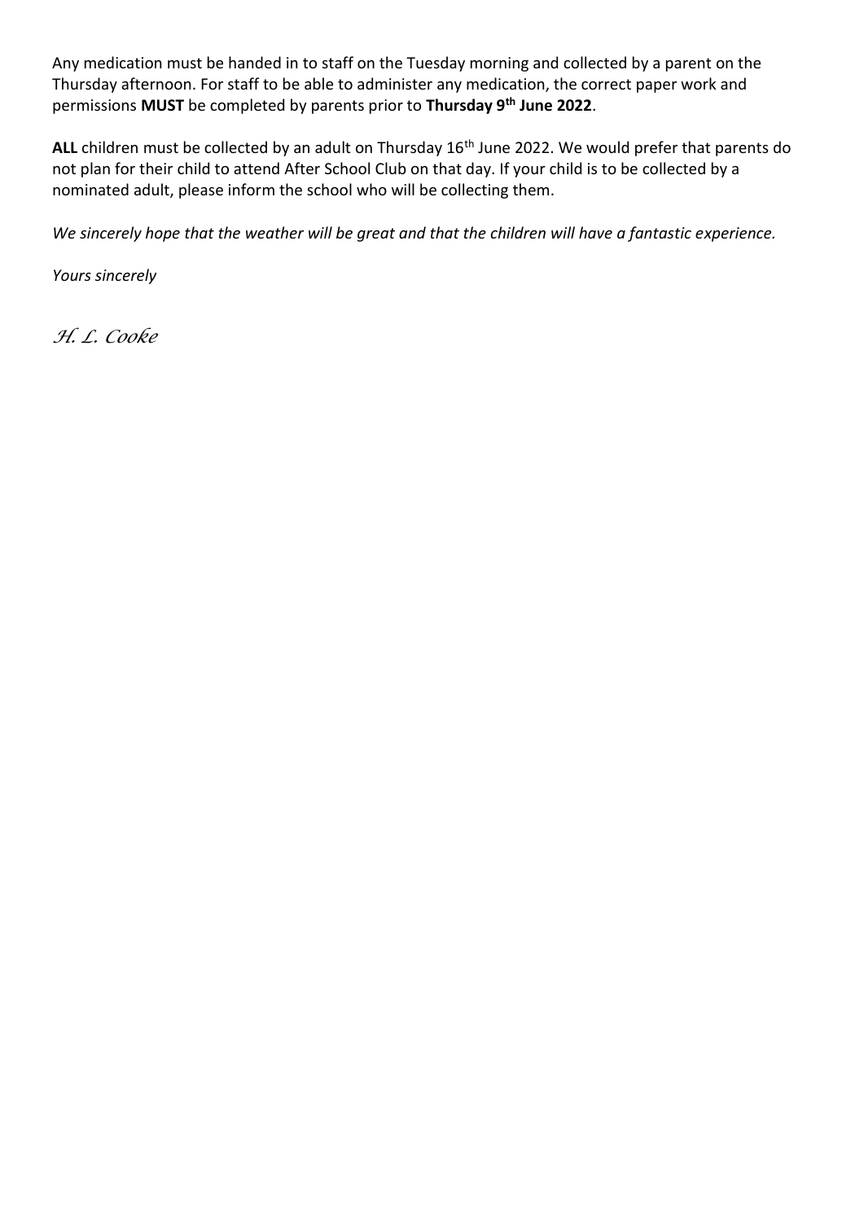Any medication must be handed in to staff on the Tuesday morning and collected by a parent on the Thursday afternoon. For staff to be able to administer any medication, the correct paper work and permissions **MUST** be completed by parents prior to **Thursday 9th June 2022**.

**ALL** children must be collected by an adult on Thursday 16th June 2022. We would prefer that parents do not plan for their child to attend After School Club on that day. If your child is to be collected by a nominated adult, please inform the school who will be collecting them.

*We sincerely hope that the weather will be great and that the children will have a fantastic experience.*

*Yours sincerely*

*H. L. Cooke*